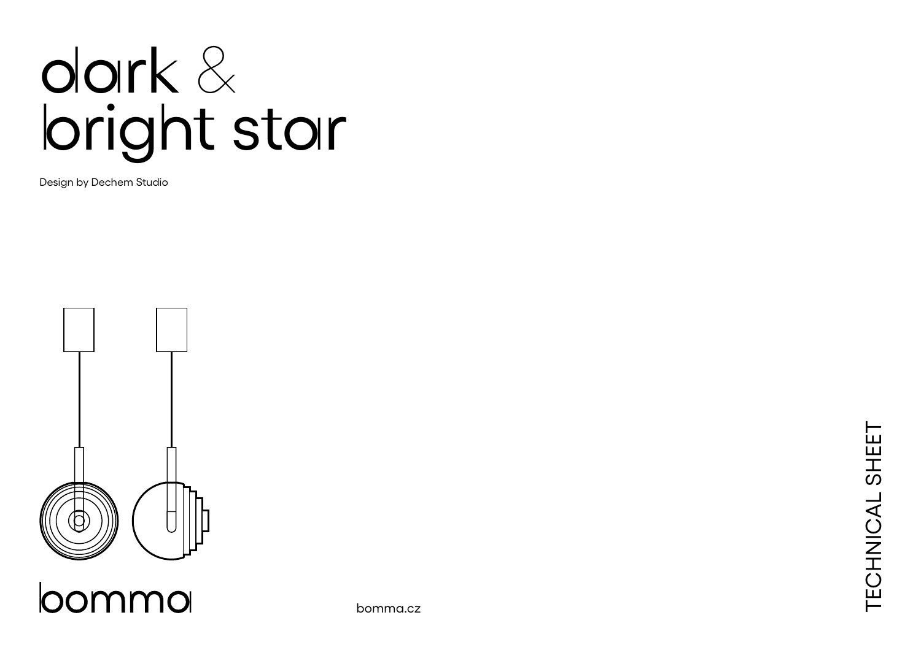# dark & bright star

Design by Dechem Studio

bomma

bomma.cz

TECHNICAL SHEET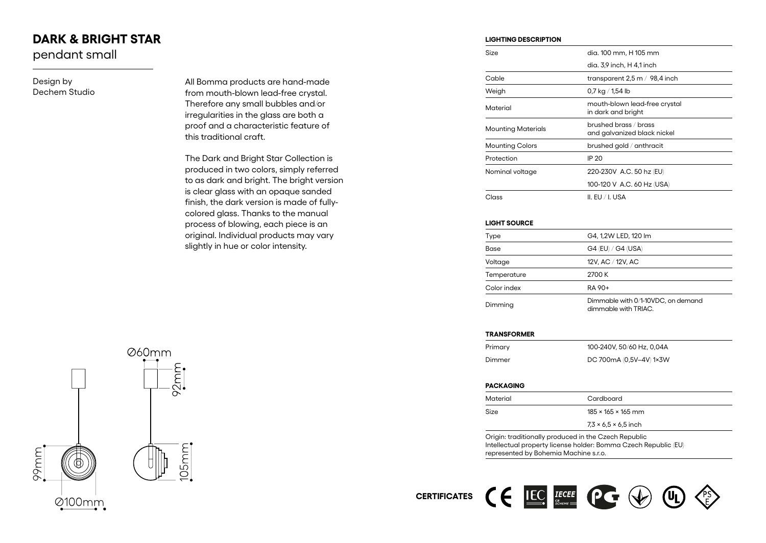# DARK & BRIGHT STAR

pendant small

Design by
Dechem Studio

All Bomma products are hand-made from mouth-blown lead-free crystal. Therefore any small bubbles and/or irregularities in the glass are both a proof and a characteristic feature of this traditional craft.

The Dark and Bright Star Collection is produced in two colors, simply referred to as dark and bright. The bright version is clear glass with an opaque sanded finish, the dark version is made of fully-colored glass. Thanks to the manual process of blowing, each piece is an original. Individual products may vary slightly in hue or color intensity.

Ø60mm
92mm
99mm
105mm
Ø100mm

**LIGHTING DESCRIPTION**

| | |
|---|---|
| Size | dia. 100 mm, H 105 mm |
| | dia. 3,9 inch, H 4,1 inch |
| Cable | transparent 2,5 m / 98,4 inch |
| Weigh | 0,7 kg / 1,54 lb |
| Material | mouth-blown lead-free crystal in dark and bright |
| Mounting Materials | brushed brass / brass and galvanized black nickel |
| Mounting Colors | brushed gold / anthracit |
| Protection | IP 20 |
| Nominal voltage | 220-230V A.C. 50 hz (EU) |
| | 100-120 V A.C. 60 Hz (USA) |
| Class | II. EU / I. USA |

**LIGHT SOURCE**

| | |
|---|---|
| Type | G4, 1,2W LED, 120 lm |
| Base | G4 (EU) / G4 (USA) |
| Voltage | 12V, AC / 12V, AC |
| Temperature | 2700 K |
| Color index | RA 90+ |
| Dimming | Dimmable with 0/1-10VDC, on demand dimmable with TRIAC. |

**TRANSFORMER**

| | |
|---|---|
| Primary | 100-240V, 50/60 Hz, 0,04A |
| Dimmer | DC 700mA (0,5V–4V) 1×3W |

**PACKAGING**

| | |
|---|---|
| Material | Cardboard |
| Size | 185 × 165 × 165 mm |
| | 7,3 × 6,5 × 6,5 inch |

Origin: traditionally produced in the Czech Republic
Intellectual property license holder: Bomma Czech Republic (EU)
represented by Bohemia Machine s.r.o.

**CERTIFICATES**